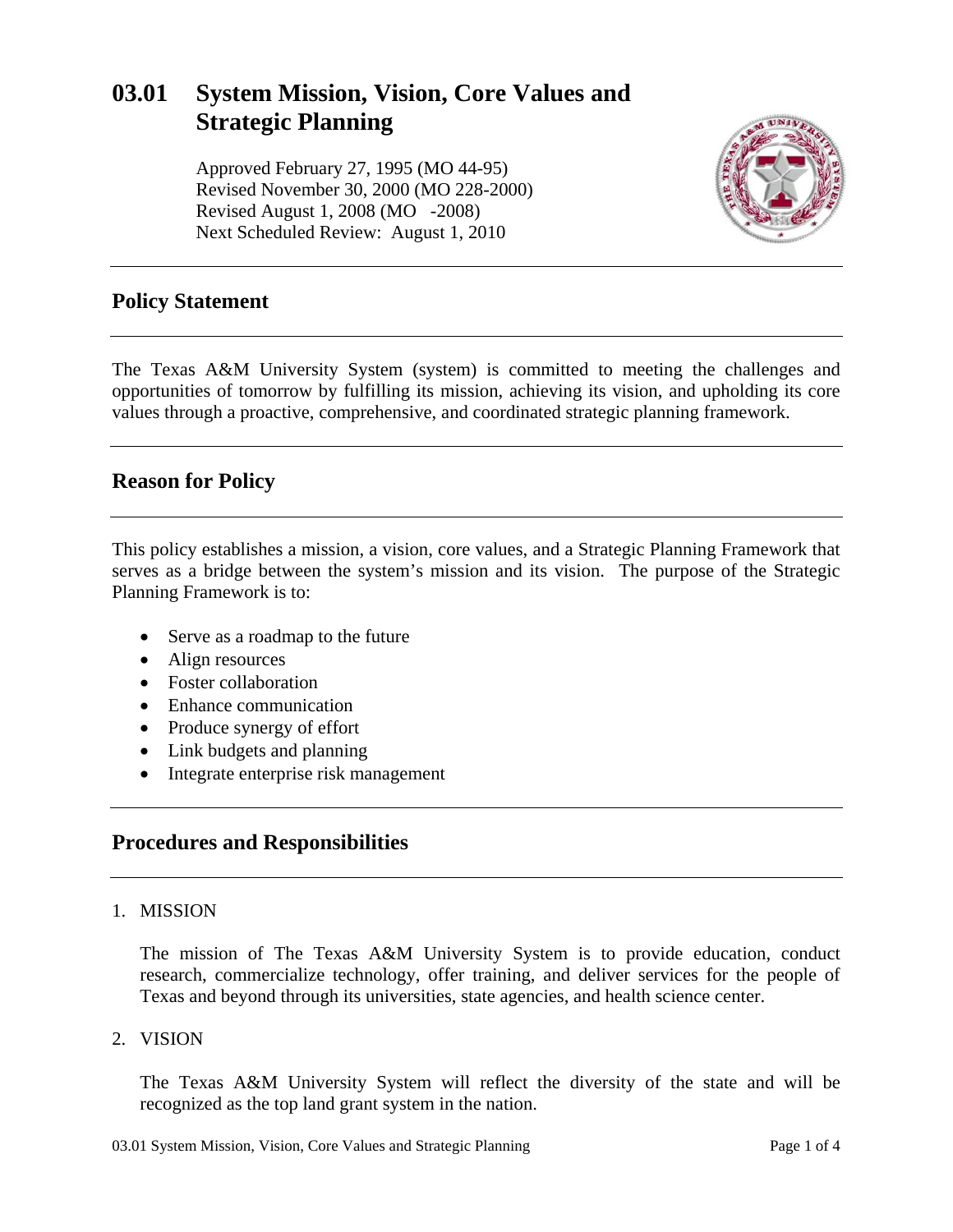# 03.01 System Mission, Vision, Core Values and Strategic Planning

Approved February 27, 1995 (MO 44-95)
Revised November 30, 2000 (MO 228-2000)
Revised August 1, 2008 (MO -2008)
Next Scheduled Review: August 1, 2010

## Policy Statement

The Texas A&M University System (system) is committed to meeting the challenges and opportunities of tomorrow by fulfilling its mission, achieving its vision, and upholding its core values through a proactive, comprehensive, and coordinated strategic planning framework.

## Reason for Policy

This policy establishes a mission, a vision, core values, and a Strategic Planning Framework that serves as a bridge between the system's mission and its vision. The purpose of the Strategic Planning Framework is to:

- Serve as a roadmap to the future
- Align resources
- Foster collaboration
- Enhance communication
- Produce synergy of effort
- Link budgets and planning
- Integrate enterprise risk management

## Procedures and Responsibilities

1. MISSION

   The mission of The Texas A&M University System is to provide education, conduct research, commercialize technology, offer training, and deliver services for the people of Texas and beyond through its universities, state agencies, and health science center.

2. VISION

   The Texas A&M University System will reflect the diversity of the state and will be recognized as the top land grant system in the nation.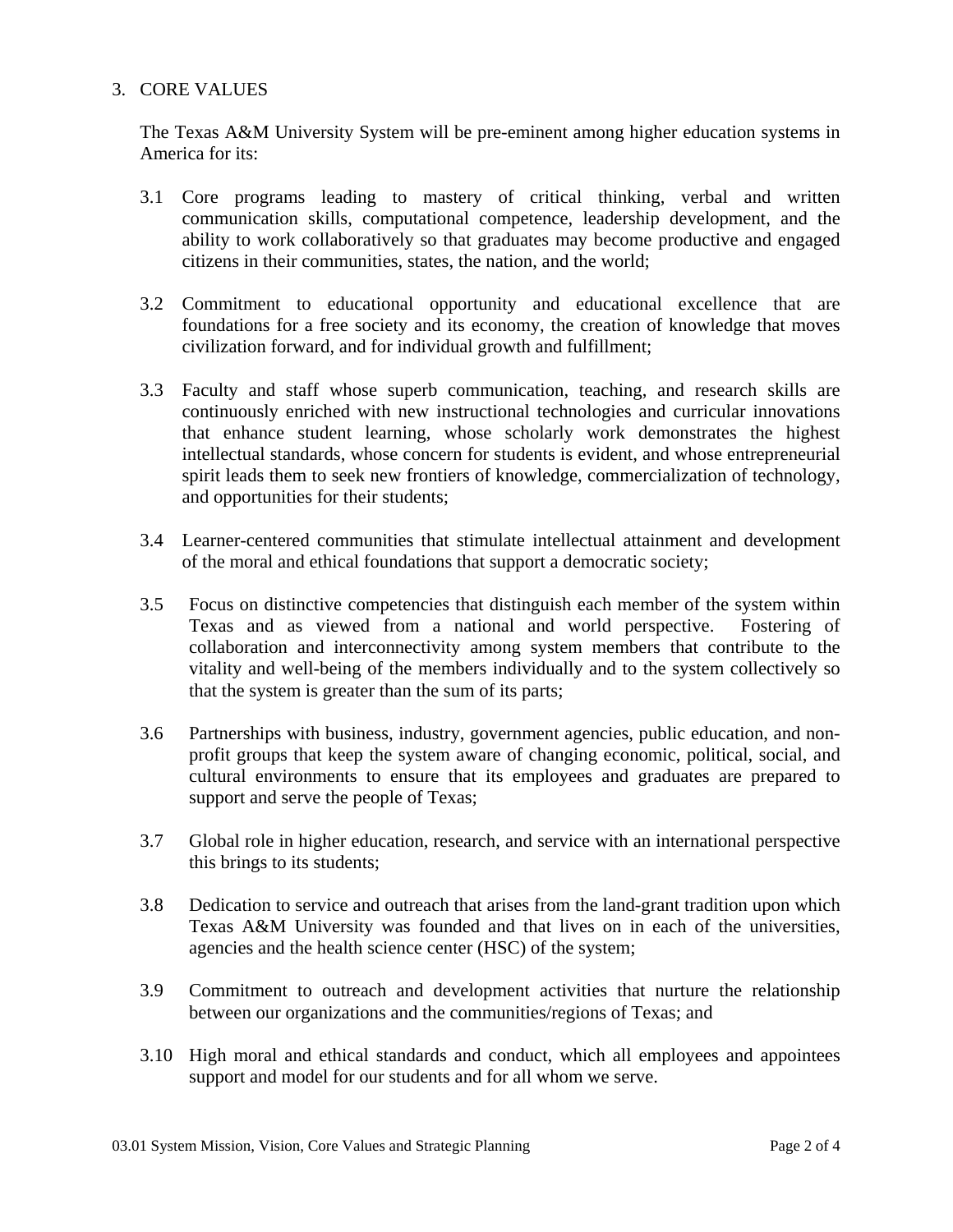## 3. CORE VALUES

The Texas A&M University System will be pre-eminent among higher education systems in America for its:

3.1 Core programs leading to mastery of critical thinking, verbal and written communication skills, computational competence, leadership development, and the ability to work collaboratively so that graduates may become productive and engaged citizens in their communities, states, the nation, and the world;

3.2 Commitment to educational opportunity and educational excellence that are foundations for a free society and its economy, the creation of knowledge that moves civilization forward, and for individual growth and fulfillment;

3.3 Faculty and staff whose superb communication, teaching, and research skills are continuously enriched with new instructional technologies and curricular innovations that enhance student learning, whose scholarly work demonstrates the highest intellectual standards, whose concern for students is evident, and whose entrepreneurial spirit leads them to seek new frontiers of knowledge, commercialization of technology, and opportunities for their students;

3.4 Learner-centered communities that stimulate intellectual attainment and development of the moral and ethical foundations that support a democratic society;

3.5 Focus on distinctive competencies that distinguish each member of the system within Texas and as viewed from a national and world perspective. Fostering of collaboration and interconnectivity among system members that contribute to the vitality and well-being of the members individually and to the system collectively so that the system is greater than the sum of its parts;

3.6 Partnerships with business, industry, government agencies, public education, and non-profit groups that keep the system aware of changing economic, political, social, and cultural environments to ensure that its employees and graduates are prepared to support and serve the people of Texas;

3.7 Global role in higher education, research, and service with an international perspective this brings to its students;

3.8 Dedication to service and outreach that arises from the land-grant tradition upon which Texas A&M University was founded and that lives on in each of the universities, agencies and the health science center (HSC) of the system;

3.9 Commitment to outreach and development activities that nurture the relationship between our organizations and the communities/regions of Texas; and

3.10 High moral and ethical standards and conduct, which all employees and appointees support and model for our students and for all whom we serve.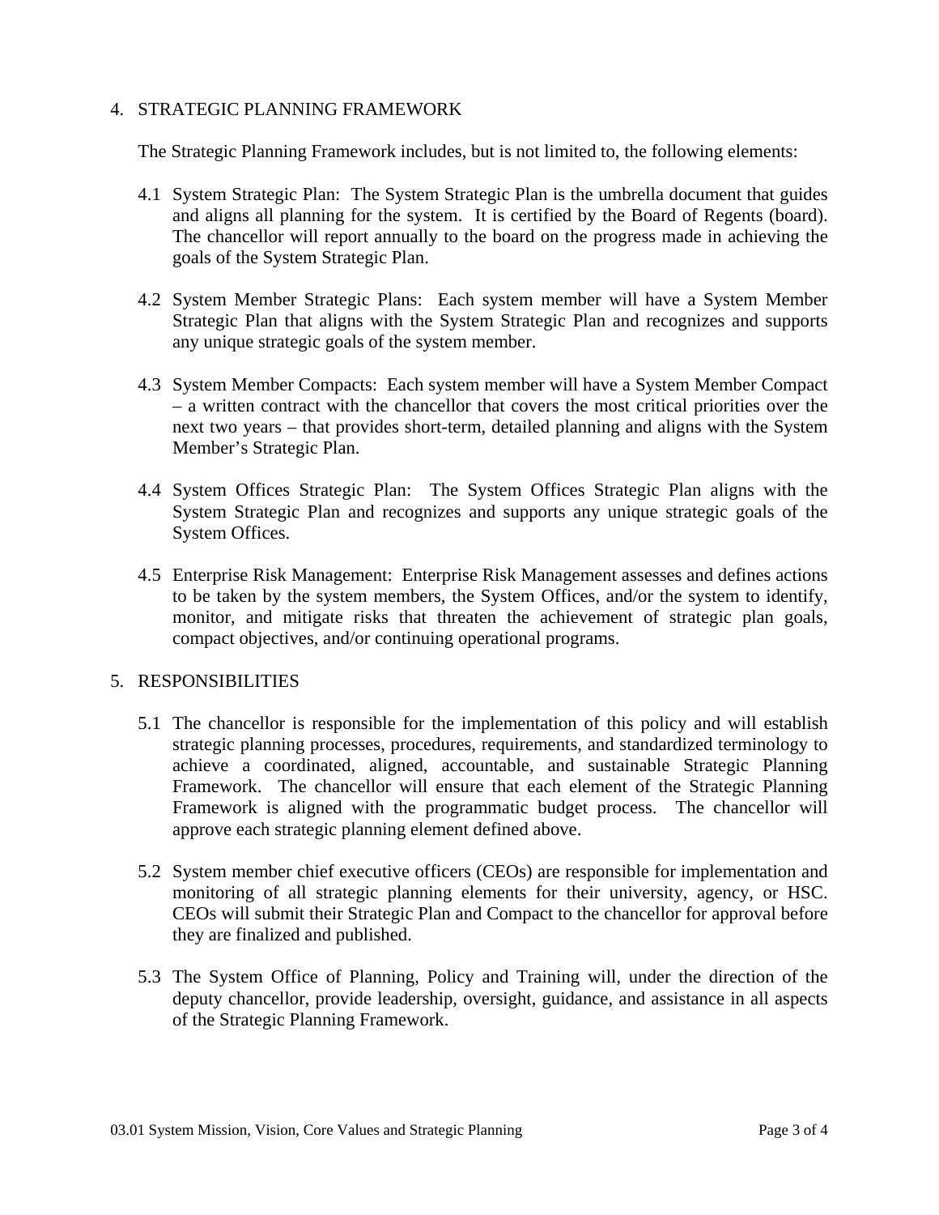## 4. STRATEGIC PLANNING FRAMEWORK

The Strategic Planning Framework includes, but is not limited to, the following elements:

4.1 System Strategic Plan: The System Strategic Plan is the umbrella document that guides and aligns all planning for the system. It is certified by the Board of Regents (board). The chancellor will report annually to the board on the progress made in achieving the goals of the System Strategic Plan.

4.2 System Member Strategic Plans: Each system member will have a System Member Strategic Plan that aligns with the System Strategic Plan and recognizes and supports any unique strategic goals of the system member.

4.3 System Member Compacts: Each system member will have a System Member Compact – a written contract with the chancellor that covers the most critical priorities over the next two years – that provides short-term, detailed planning and aligns with the System Member's Strategic Plan.

4.4 System Offices Strategic Plan: The System Offices Strategic Plan aligns with the System Strategic Plan and recognizes and supports any unique strategic goals of the System Offices.

4.5 Enterprise Risk Management: Enterprise Risk Management assesses and defines actions to be taken by the system members, the System Offices, and/or the system to identify, monitor, and mitigate risks that threaten the achievement of strategic plan goals, compact objectives, and/or continuing operational programs.

## 5. RESPONSIBILITIES

5.1 The chancellor is responsible for the implementation of this policy and will establish strategic planning processes, procedures, requirements, and standardized terminology to achieve a coordinated, aligned, accountable, and sustainable Strategic Planning Framework. The chancellor will ensure that each element of the Strategic Planning Framework is aligned with the programmatic budget process. The chancellor will approve each strategic planning element defined above.

5.2 System member chief executive officers (CEOs) are responsible for implementation and monitoring of all strategic planning elements for their university, agency, or HSC. CEOs will submit their Strategic Plan and Compact to the chancellor for approval before they are finalized and published.

5.3 The System Office of Planning, Policy and Training will, under the direction of the deputy chancellor, provide leadership, oversight, guidance, and assistance in all aspects of the Strategic Planning Framework.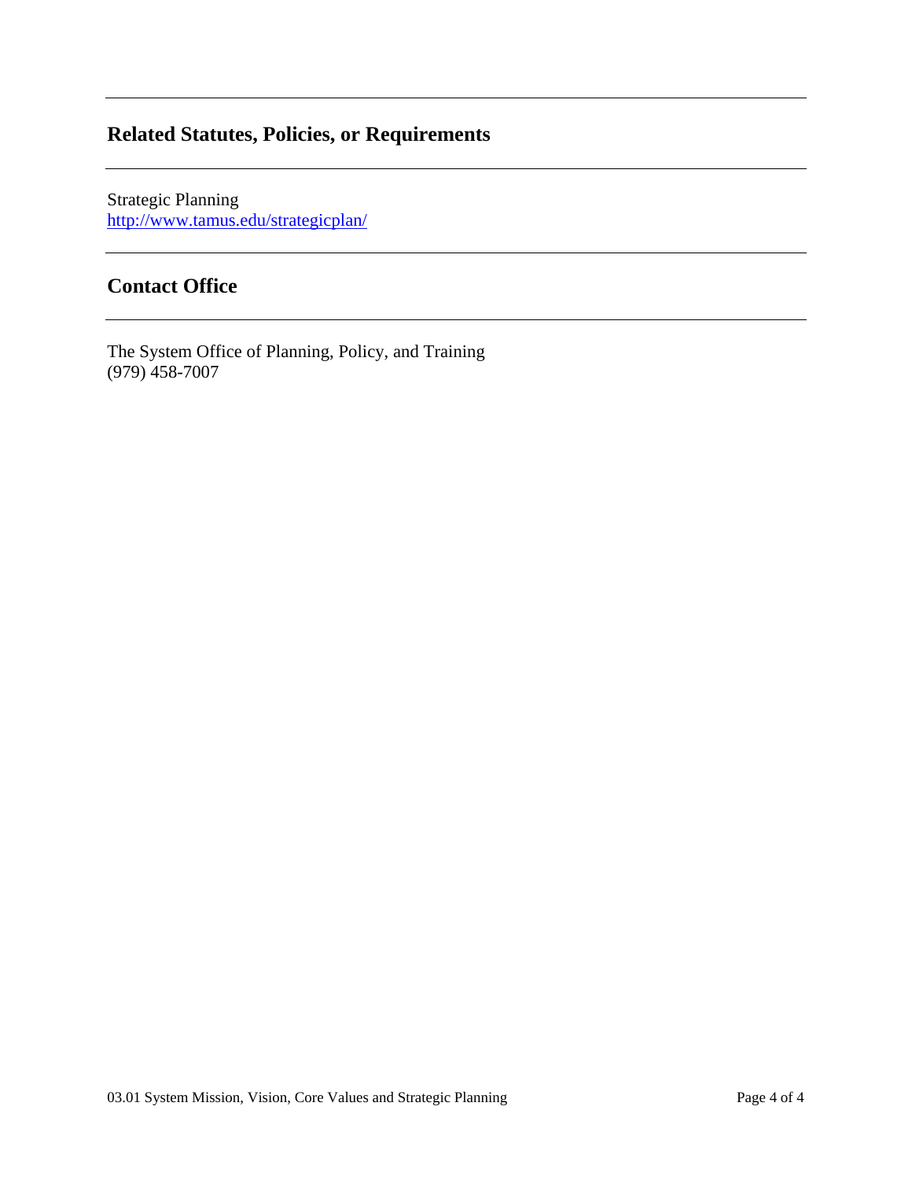## Related Statutes, Policies, or Requirements

Strategic Planning
http://www.tamus.edu/strategicplan/

## Contact Office

The System Office of Planning, Policy, and Training
(979) 458-7007